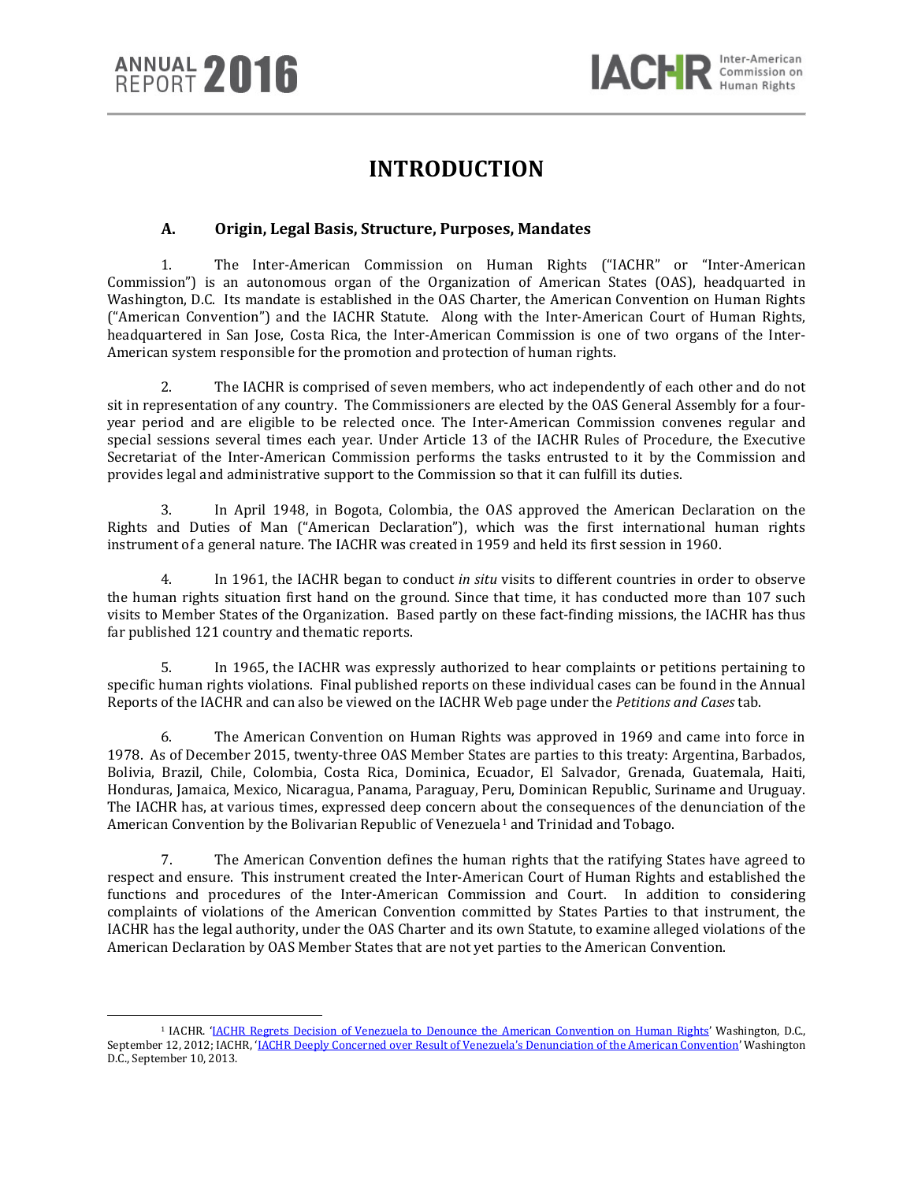# INTRODUCTION

## A. Origin, Legal Basis, Structure, Purposes, Mandates

1. The Inter-American Commission on Human Rights ("IACHR" or "Inter-American Commission") is an autonomous organ of the Organization of American States (OAS), headquarted in Washington, D.C. Its mandate is established in the OAS Charter, the American Convention on Human Rights ("American Convention") and the IACHR Statute. Along with the Inter-American Court of Human Rights, headquartered in San Jose, Costa Rica, the Inter-American Commission is one of two organs of the Inter-American system responsible for the promotion and protection of human rights.

2. The IACHR is comprised of seven members, who act independently of each other and do not sit in representation of any country. The Commissioners are elected by the OAS General Assembly for a four-year period and are eligible to be relected once. The Inter-American Commission convenes regular and special sessions several times each year. Under Article 13 of the IACHR Rules of Procedure, the Executive Secretariat of the Inter-American Commission performs the tasks entrusted to it by the Commission and provides legal and administrative support to the Commission so that it can fulfill its duties.

3. In April 1948, in Bogota, Colombia, the OAS approved the American Declaration on the Rights and Duties of Man ("American Declaration"), which was the first international human rights instrument of a general nature. The IACHR was created in 1959 and held its first session in 1960.

4. In 1961, the IACHR began to conduct *in situ* visits to different countries in order to observe the human rights situation first hand on the ground. Since that time, it has conducted more than 107 such visits to Member States of the Organization. Based partly on these fact-finding missions, the IACHR has thus far published 121 country and thematic reports.

5. In 1965, the IACHR was expressly authorized to hear complaints or petitions pertaining to specific human rights violations. Final published reports on these individual cases can be found in the Annual Reports of the IACHR and can also be viewed on the IACHR Web page under the *Petitions and Cases* tab.

6. The American Convention on Human Rights was approved in 1969 and came into force in 1978. As of December 2015, twenty-three OAS Member States are parties to this treaty: Argentina, Barbados, Bolivia, Brazil, Chile, Colombia, Costa Rica, Dominica, Ecuador, El Salvador, Grenada, Guatemala, Haiti, Honduras, Jamaica, Mexico, Nicaragua, Panama, Paraguay, Peru, Dominican Republic, Suriname and Uruguay. The IACHR has, at various times, expressed deep concern about the consequences of the denunciation of the American Convention by the Bolivarian Republic of Venezuela[1] and Trinidad and Tobago.

7. The American Convention defines the human rights that the ratifying States have agreed to respect and ensure. This instrument created the Inter-American Court of Human Rights and established the functions and procedures of the Inter-American Commission and Court. In addition to considering complaints of violations of the American Convention committed by States Parties to that instrument, the IACHR has the legal authority, under the OAS Charter and its own Statute, to examine alleged violations of the American Declaration by OAS Member States that are not yet parties to the American Convention.

---

[1] IACHR. 'IACHR Regrets Decision of Venezuela to Denounce the American Convention on Human Rights' Washington, D.C., September 12, 2012; IACHR, 'IACHR Deeply Concerned over Result of Venezuela's Denunciation of the American Convention' Washington D.C., September 10, 2013.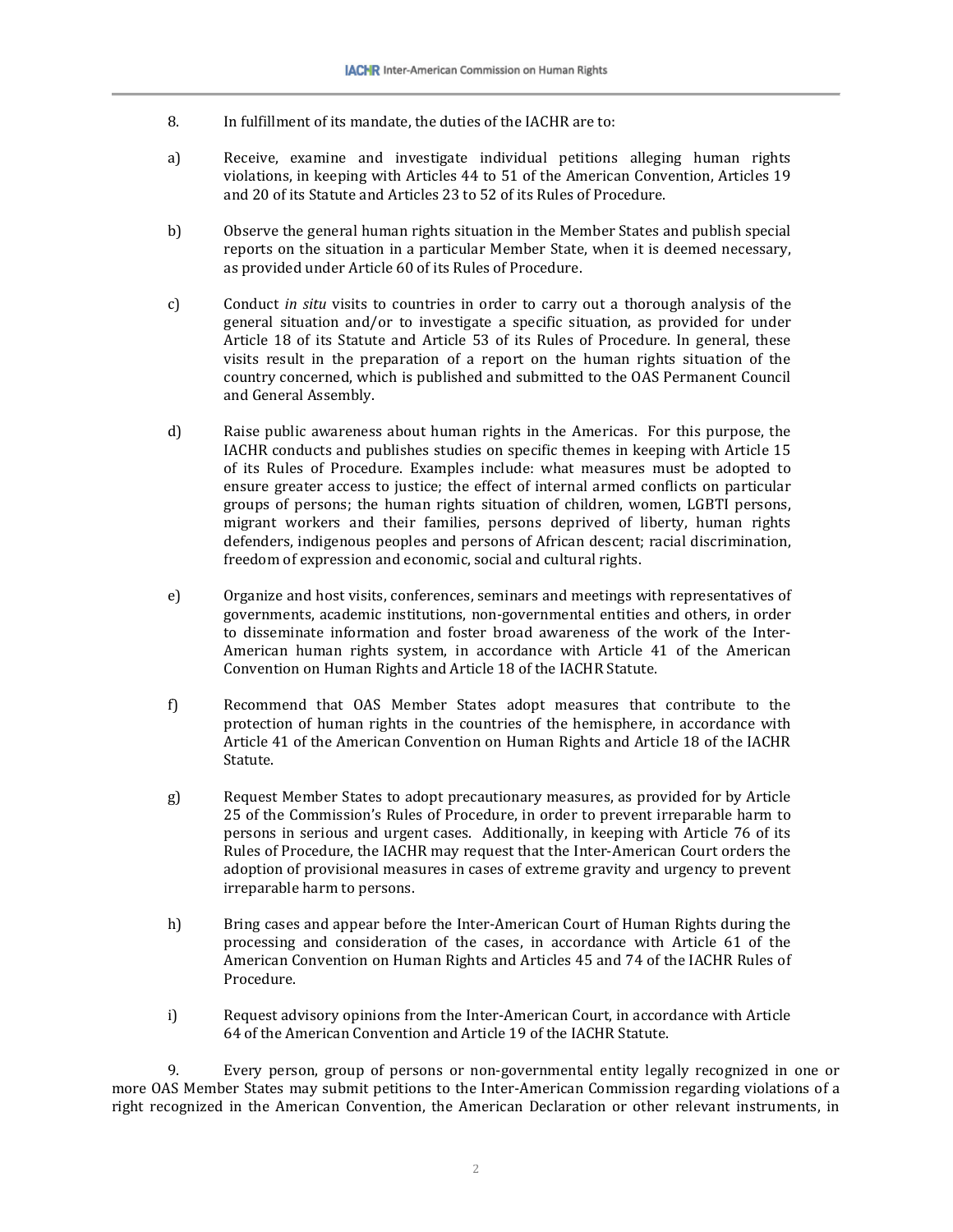8. In fulfillment of its mandate, the duties of the IACHR are to:

a) Receive, examine and investigate individual petitions alleging human rights violations, in keeping with Articles 44 to 51 of the American Convention, Articles 19 and 20 of its Statute and Articles 23 to 52 of its Rules of Procedure.

b) Observe the general human rights situation in the Member States and publish special reports on the situation in a particular Member State, when it is deemed necessary, as provided under Article 60 of its Rules of Procedure.

c) Conduct *in situ* visits to countries in order to carry out a thorough analysis of the general situation and/or to investigate a specific situation, as provided for under Article 18 of its Statute and Article 53 of its Rules of Procedure. In general, these visits result in the preparation of a report on the human rights situation of the country concerned, which is published and submitted to the OAS Permanent Council and General Assembly.

d) Raise public awareness about human rights in the Americas. For this purpose, the IACHR conducts and publishes studies on specific themes in keeping with Article 15 of its Rules of Procedure. Examples include: what measures must be adopted to ensure greater access to justice; the effect of internal armed conflicts on particular groups of persons; the human rights situation of children, women, LGBTI persons, migrant workers and their families, persons deprived of liberty, human rights defenders, indigenous peoples and persons of African descent; racial discrimination, freedom of expression and economic, social and cultural rights.

e) Organize and host visits, conferences, seminars and meetings with representatives of governments, academic institutions, non-governmental entities and others, in order to disseminate information and foster broad awareness of the work of the Inter-American human rights system, in accordance with Article 41 of the American Convention on Human Rights and Article 18 of the IACHR Statute.

f) Recommend that OAS Member States adopt measures that contribute to the protection of human rights in the countries of the hemisphere, in accordance with Article 41 of the American Convention on Human Rights and Article 18 of the IACHR Statute.

g) Request Member States to adopt precautionary measures, as provided for by Article 25 of the Commission's Rules of Procedure, in order to prevent irreparable harm to persons in serious and urgent cases. Additionally, in keeping with Article 76 of its Rules of Procedure, the IACHR may request that the Inter-American Court orders the adoption of provisional measures in cases of extreme gravity and urgency to prevent irreparable harm to persons.

h) Bring cases and appear before the Inter-American Court of Human Rights during the processing and consideration of the cases, in accordance with Article 61 of the American Convention on Human Rights and Articles 45 and 74 of the IACHR Rules of Procedure.

i) Request advisory opinions from the Inter-American Court, in accordance with Article 64 of the American Convention and Article 19 of the IACHR Statute.

9. Every person, group of persons or non-governmental entity legally recognized in one or more OAS Member States may submit petitions to the Inter-American Commission regarding violations of a right recognized in the American Convention, the American Declaration or other relevant instruments, in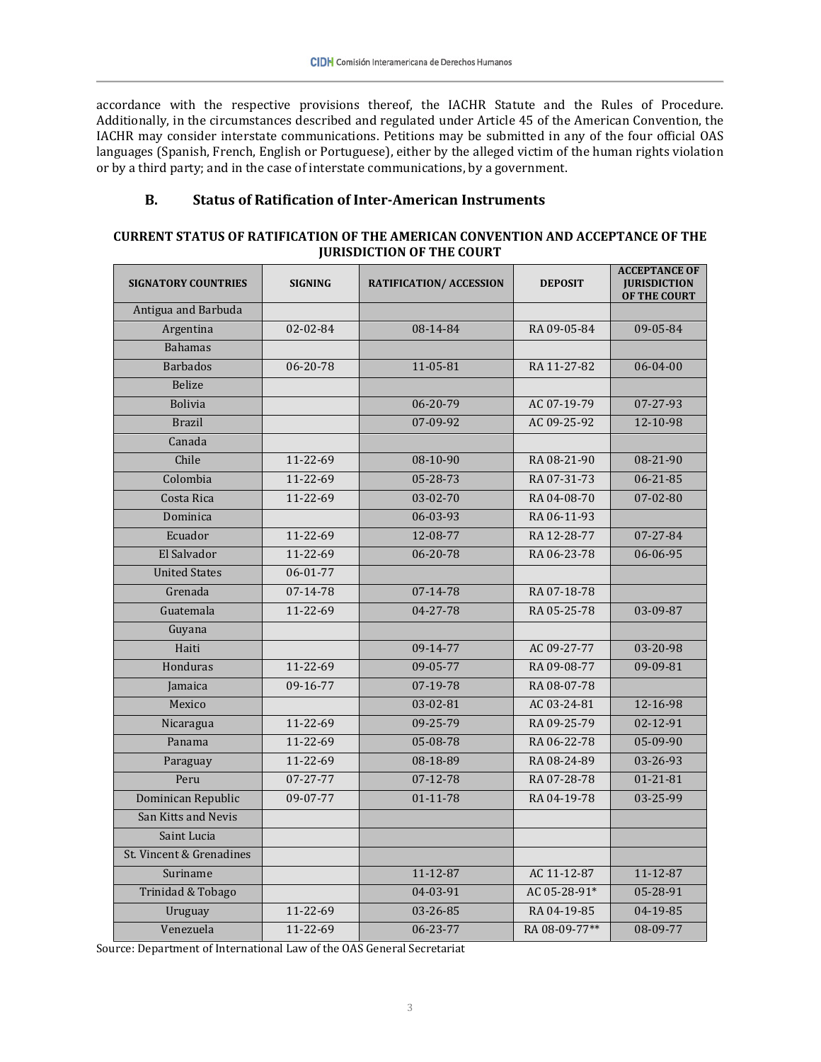accordance with the respective provisions thereof, the IACHR Statute and the Rules of Procedure. Additionally, in the circumstances described and regulated under Article 45 of the American Convention, the IACHR may consider interstate communications. Petitions may be submitted in any of the four official OAS languages (Spanish, French, English or Portuguese), either by the alleged victim of the human rights violation or by a third party; and in the case of interstate communications, by a government.

## B. Status of Ratification of Inter-American Instruments

**CURRENT STATUS OF RATIFICATION OF THE AMERICAN CONVENTION AND ACCEPTANCE OF THE JURISDICTION OF THE COURT**

| SIGNATORY COUNTRIES | SIGNING | RATIFICATION/ ACCESSION | DEPOSIT | ACCEPTANCE OF JURISDICTION OF THE COURT |
|---|---|---|---|---|
| Antigua and Barbuda | | | | |
| Argentina | 02-02-84 | 08-14-84 | RA 09-05-84 | 09-05-84 |
| Bahamas | | | | |
| Barbados | 06-20-78 | 11-05-81 | RA 11-27-82 | 06-04-00 |
| Belize | | | | |
| Bolivia | | 06-20-79 | AC 07-19-79 | 07-27-93 |
| Brazil | | 07-09-92 | AC 09-25-92 | 12-10-98 |
| Canada | | | | |
| Chile | 11-22-69 | 08-10-90 | RA 08-21-90 | 08-21-90 |
| Colombia | 11-22-69 | 05-28-73 | RA 07-31-73 | 06-21-85 |
| Costa Rica | 11-22-69 | 03-02-70 | RA 04-08-70 | 07-02-80 |
| Dominica | | 06-03-93 | RA 06-11-93 | |
| Ecuador | 11-22-69 | 12-08-77 | RA 12-28-77 | 07-27-84 |
| El Salvador | 11-22-69 | 06-20-78 | RA 06-23-78 | 06-06-95 |
| United States | 06-01-77 | | | |
| Grenada | 07-14-78 | 07-14-78 | RA 07-18-78 | |
| Guatemala | 11-22-69 | 04-27-78 | RA 05-25-78 | 03-09-87 |
| Guyana | | | | |
| Haiti | | 09-14-77 | AC 09-27-77 | 03-20-98 |
| Honduras | 11-22-69 | 09-05-77 | RA 09-08-77 | 09-09-81 |
| Jamaica | 09-16-77 | 07-19-78 | RA 08-07-78 | |
| Mexico | | 03-02-81 | AC 03-24-81 | 12-16-98 |
| Nicaragua | 11-22-69 | 09-25-79 | RA 09-25-79 | 02-12-91 |
| Panama | 11-22-69 | 05-08-78 | RA 06-22-78 | 05-09-90 |
| Paraguay | 11-22-69 | 08-18-89 | RA 08-24-89 | 03-26-93 |
| Peru | 07-27-77 | 07-12-78 | RA 07-28-78 | 01-21-81 |
| Dominican Republic | 09-07-77 | 01-11-78 | RA 04-19-78 | 03-25-99 |
| San Kitts and Nevis | | | | |
| Saint Lucia | | | | |
| St. Vincent & Grenadines | | | | |
| Suriname | | 11-12-87 | AC 11-12-87 | 11-12-87 |
| Trinidad & Tobago | | 04-03-91 | AC 05-28-91* | 05-28-91 |
| Uruguay | 11-22-69 | 03-26-85 | RA 04-19-85 | 04-19-85 |
| Venezuela | 11-22-69 | 06-23-77 | RA 08-09-77** | 08-09-77 |

Source: Department of International Law of the OAS General Secretariat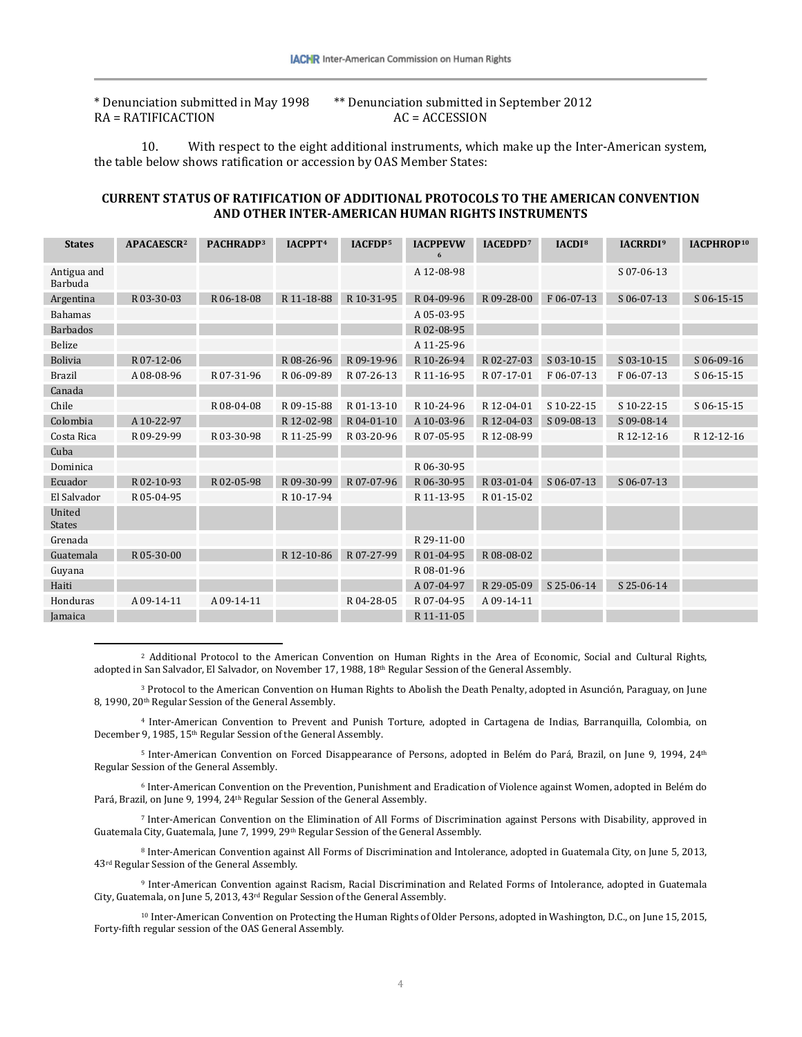\* Denunciation submitted in May 1998 \*\* Denunciation submitted in September 2012
RA = RATIFICACTION AC = ACCESSION

10. With respect to the eight additional instruments, which make up the Inter-American system, the table below shows ratification or accession by OAS Member States:

**CURRENT STATUS OF RATIFICATION OF ADDITIONAL PROTOCOLS TO THE AMERICAN CONVENTION AND OTHER INTER-AMERICAN HUMAN RIGHTS INSTRUMENTS**

| States | APACAESCR[2] | PACHRADP[3] | IACPPT[4] | IACFDP[5] | IACPPEVW[6] | IACEDPD[7] | IACDI[8] | IACRRDI[9] | IACPHROP[10] |
|---|---|---|---|---|---|---|---|---|---|
| Antigua and Barbuda | | | | | A 12-08-98 | | | S 07-06-13 | |
| Argentina | R 03-30-03 | R 06-18-08 | R 11-18-88 | R 10-31-95 | R 04-09-96 | R 09-28-00 | F 06-07-13 | S 06-07-13 | S 06-15-15 |
| Bahamas | | | | | A 05-03-95 | | | | |
| Barbados | | | | | R 02-08-95 | | | | |
| Belize | | | | | A 11-25-96 | | | | |
| Bolivia | R 07-12-06 | | R 08-26-96 | R 09-19-96 | R 10-26-94 | R 02-27-03 | S 03-10-15 | S 03-10-15 | S 06-09-16 |
| Brazil | A 08-08-96 | R 07-31-96 | R 06-09-89 | R 07-26-13 | R 11-16-95 | R 07-17-01 | F 06-07-13 | F 06-07-13 | S 06-15-15 |
| Canada | | | | | | | | | |
| Chile | | R 08-04-08 | R 09-15-88 | R 01-13-10 | R 10-24-96 | R 12-04-01 | S 10-22-15 | S 10-22-15 | S 06-15-15 |
| Colombia | A 10-22-97 | | R 12-02-98 | R 04-01-10 | A 10-03-96 | R 12-04-03 | S 09-08-13 | S 09-08-14 | |
| Costa Rica | R 09-29-99 | R 03-30-98 | R 11-25-99 | R 03-20-96 | R 07-05-95 | R 12-08-99 | | R 12-12-16 | R 12-12-16 |
| Cuba | | | | | | | | | |
| Dominica | | | | | R 06-30-95 | | | | |
| Ecuador | R 02-10-93 | R 02-05-98 | R 09-30-99 | R 07-07-96 | R 06-30-95 | R 03-01-04 | S 06-07-13 | S 06-07-13 | |
| El Salvador | R 05-04-95 | | R 10-17-94 | | R 11-13-95 | R 01-15-02 | | | |
| United States | | | | | | | | | |
| Grenada | | | | | R 29-11-00 | | | | |
| Guatemala | R 05-30-00 | | R 12-10-86 | R 07-27-99 | R 01-04-95 | R 08-08-02 | | | |
| Guyana | | | | | R 08-01-96 | | | | |
| Haiti | | | | | A 07-04-97 | R 29-05-09 | S 25-06-14 | S 25-06-14 | |
| Honduras | A 09-14-11 | A 09-14-11 | | R 04-28-05 | R 07-04-95 | A 09-14-11 | | | |
| Jamaica | | | | | R 11-11-05 | | | | |

[2] Additional Protocol to the American Convention on Human Rights in the Area of Economic, Social and Cultural Rights, adopted in San Salvador, El Salvador, on November 17, 1988, 18th Regular Session of the General Assembly.

[3] Protocol to the American Convention on Human Rights to Abolish the Death Penalty, adopted in Asunción, Paraguay, on June 8, 1990, 20th Regular Session of the General Assembly.

[4] Inter-American Convention to Prevent and Punish Torture, adopted in Cartagena de Indias, Barranquilla, Colombia, on December 9, 1985, 15th Regular Session of the General Assembly.

[5] Inter-American Convention on Forced Disappearance of Persons, adopted in Belém do Pará, Brazil, on June 9, 1994, 24th Regular Session of the General Assembly.

[6] Inter-American Convention on the Prevention, Punishment and Eradication of Violence against Women, adopted in Belém do Pará, Brazil, on June 9, 1994, 24th Regular Session of the General Assembly.

[7] Inter-American Convention on the Elimination of All Forms of Discrimination against Persons with Disability, approved in Guatemala City, Guatemala, June 7, 1999, 29th Regular Session of the General Assembly.

[8] Inter-American Convention against All Forms of Discrimination and Intolerance, adopted in Guatemala City, on June 5, 2013, 43rd Regular Session of the General Assembly.

[9] Inter-American Convention against Racism, Racial Discrimination and Related Forms of Intolerance, adopted in Guatemala City, Guatemala, on June 5, 2013, 43rd Regular Session of the General Assembly.

[10] Inter-American Convention on Protecting the Human Rights of Older Persons, adopted in Washington, D.C., on June 15, 2015, Forty-fifth regular session of the OAS General Assembly.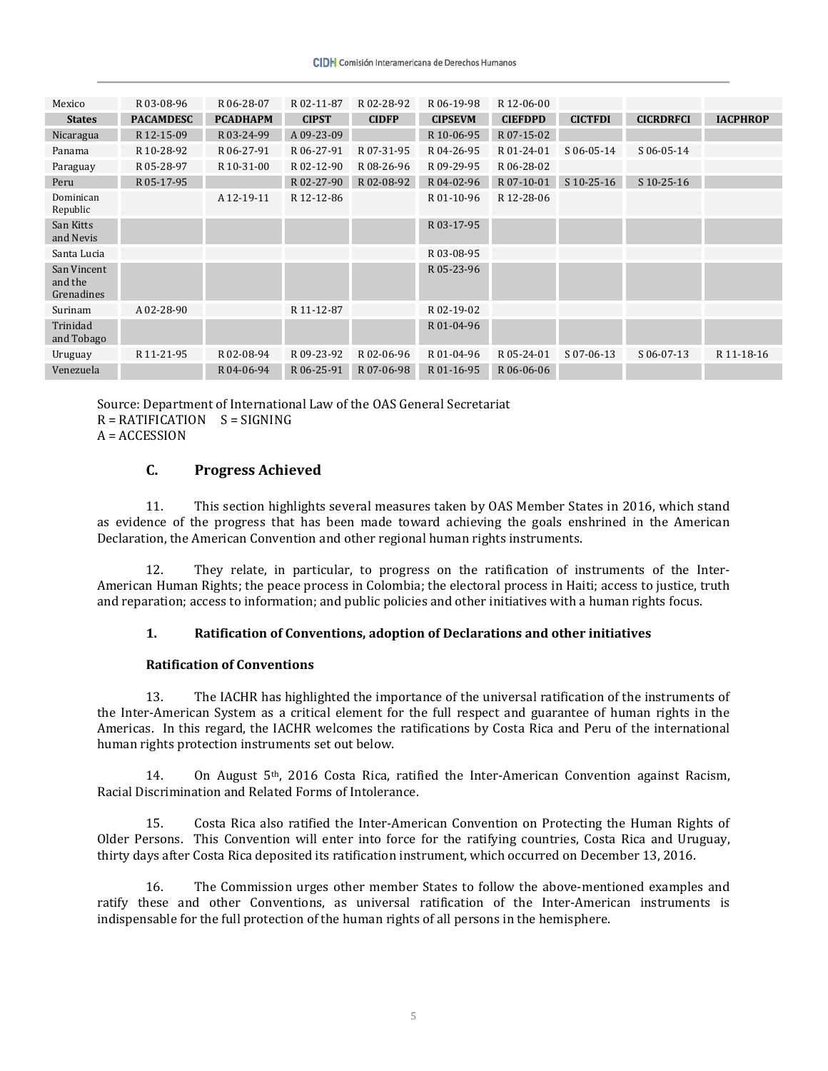| Mexico | R 03-08-96 | R 06-28-07 | R 02-11-87 | R 02-28-92 | R 06-19-98 | R 12-06-00 | | | |
|---|---|---|---|---|---|---|---|---|---|
| **States** | **PACAMDESC** | **PCADHAPM** | **CIPST** | **CIDFP** | **CIPSEVM** | **CIEFDPD** | **CICTFDI** | **CICRDRFCI** | **IACPHROP** |
| Nicaragua | R 12-15-09 | R 03-24-99 | A 09-23-09 | | R 10-06-95 | R 07-15-02 | | | |
| Panama | R 10-28-92 | R 06-27-91 | R 06-27-91 | R 07-31-95 | R 04-26-95 | R 01-24-01 | S 06-05-14 | S 06-05-14 | |
| Paraguay | R 05-28-97 | R 10-31-00 | R 02-12-90 | R 08-26-96 | R 09-29-95 | R 06-28-02 | | | |
| Peru | R 05-17-95 | | R 02-27-90 | R 02-08-92 | R 04-02-96 | R 07-10-01 | S 10-25-16 | S 10-25-16 | |
| Dominican Republic | | A 12-19-11 | R 12-12-86 | | R 01-10-96 | R 12-28-06 | | | |
| San Kitts and Nevis | | | | | R 03-17-95 | | | | |
| Santa Lucia | | | | | R 03-08-95 | | | | |
| San Vincent and the Grenadines | | | | | R 05-23-96 | | | | |
| Surinam | A 02-28-90 | | R 11-12-87 | | R 02-19-02 | | | | |
| Trinidad and Tobago | | | | | R 01-04-96 | | | | |
| Uruguay | R 11-21-95 | R 02-08-94 | R 09-23-92 | R 02-06-96 | R 01-04-96 | R 05-24-01 | S 07-06-13 | S 06-07-13 | R 11-18-16 |
| Venezuela | | R 04-06-94 | R 06-25-91 | R 07-06-98 | R 01-16-95 | R 06-06-06 | | | |

Source: Department of International Law of the OAS General Secretariat
R = RATIFICATION    S = SIGNING
A = ACCESSION

## C. Progress Achieved

11. This section highlights several measures taken by OAS Member States in 2016, which stand as evidence of the progress that has been made toward achieving the goals enshrined in the American Declaration, the American Convention and other regional human rights instruments.

12. They relate, in particular, to progress on the ratification of instruments of the Inter-American Human Rights; the peace process in Colombia; the electoral process in Haiti; access to justice, truth and reparation; access to information; and public policies and other initiatives with a human rights focus.

### 1. Ratification of Conventions, adoption of Declarations and other initiatives

**Ratification of Conventions**

13. The IACHR has highlighted the importance of the universal ratification of the instruments of the Inter-American System as a critical element for the full respect and guarantee of human rights in the Americas. In this regard, the IACHR welcomes the ratifications by Costa Rica and Peru of the international human rights protection instruments set out below.

14. On August 5th, 2016 Costa Rica, ratified the Inter-American Convention against Racism, Racial Discrimination and Related Forms of Intolerance.

15. Costa Rica also ratified the Inter-American Convention on Protecting the Human Rights of Older Persons. This Convention will enter into force for the ratifying countries, Costa Rica and Uruguay, thirty days after Costa Rica deposited its ratification instrument, which occurred on December 13, 2016.

16. The Commission urges other member States to follow the above-mentioned examples and ratify these and other Conventions, as universal ratification of the Inter-American instruments is indispensable for the full protection of the human rights of all persons in the hemisphere.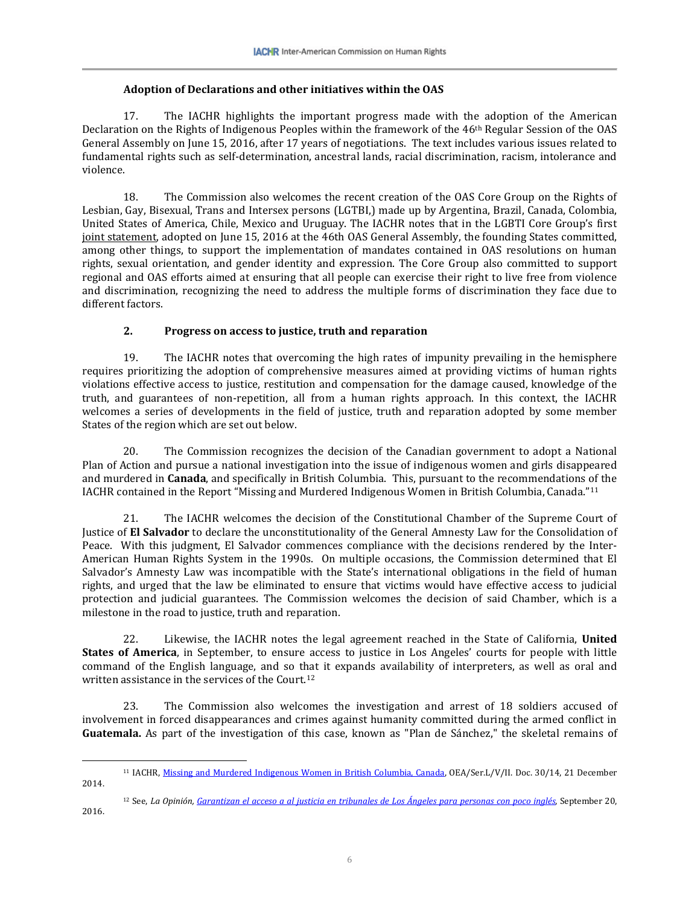**Adoption of Declarations and other initiatives within the OAS**

17. The IACHR highlights the important progress made with the adoption of the American Declaration on the Rights of Indigenous Peoples within the framework of the 46th Regular Session of the OAS General Assembly on June 15, 2016, after 17 years of negotiations. The text includes various issues related to fundamental rights such as self-determination, ancestral lands, racial discrimination, racism, intolerance and violence.

18. The Commission also welcomes the recent creation of the OAS Core Group on the Rights of Lesbian, Gay, Bisexual, Trans and Intersex persons (LGTBI,) made up by Argentina, Brazil, Canada, Colombia, United States of America, Chile, Mexico and Uruguay. The IACHR notes that in the LGBTI Core Group's first joint statement, adopted on June 15, 2016 at the 46th OAS General Assembly, the founding States committed, among other things, to support the implementation of mandates contained in OAS resolutions on human rights, sexual orientation, and gender identity and expression. The Core Group also committed to support regional and OAS efforts aimed at ensuring that all people can exercise their right to live free from violence and discrimination, recognizing the need to address the multiple forms of discrimination they face due to different factors.

## 2. Progress on access to justice, truth and reparation

19. The IACHR notes that overcoming the high rates of impunity prevailing in the hemisphere requires prioritizing the adoption of comprehensive measures aimed at providing victims of human rights violations effective access to justice, restitution and compensation for the damage caused, knowledge of the truth, and guarantees of non-repetition, all from a human rights approach. In this context, the IACHR welcomes a series of developments in the field of justice, truth and reparation adopted by some member States of the region which are set out below.

20. The Commission recognizes the decision of the Canadian government to adopt a National Plan of Action and pursue a national investigation into the issue of indigenous women and girls disappeared and murdered in **Canada**, and specifically in British Columbia. This, pursuant to the recommendations of the IACHR contained in the Report "Missing and Murdered Indigenous Women in British Columbia, Canada."[11]

21. The IACHR welcomes the decision of the Constitutional Chamber of the Supreme Court of Justice of **El Salvador** to declare the unconstitutionality of the General Amnesty Law for the Consolidation of Peace. With this judgment, El Salvador commences compliance with the decisions rendered by the Inter-American Human Rights System in the 1990s. On multiple occasions, the Commission determined that El Salvador's Amnesty Law was incompatible with the State's international obligations in the field of human rights, and urged that the law be eliminated to ensure that victims would have effective access to judicial protection and judicial guarantees. The Commission welcomes the decision of said Chamber, which is a milestone in the road to justice, truth and reparation.

22. Likewise, the IACHR notes the legal agreement reached in the State of California, **United States of America**, in September, to ensure access to justice in Los Angeles' courts for people with little command of the English language, and so that it expands availability of interpreters, as well as oral and written assistance in the services of the Court.[12]

23. The Commission also welcomes the investigation and arrest of 18 soldiers accused of involvement in forced disappearances and crimes against humanity committed during the armed conflict in **Guatemala.** As part of the investigation of this case, known as "Plan de Sánchez," the skeletal remains of

---

[11] IACHR, Missing and Murdered Indigenous Women in British Columbia, Canada, OEA/Ser.L/V/II. Doc. 30/14, 21 December 2014.

[12] See, *La Opinión, Garantizan el acceso a al justicia en tribunales de Los Ángeles para personas con poco inglés*, September 20, 2016.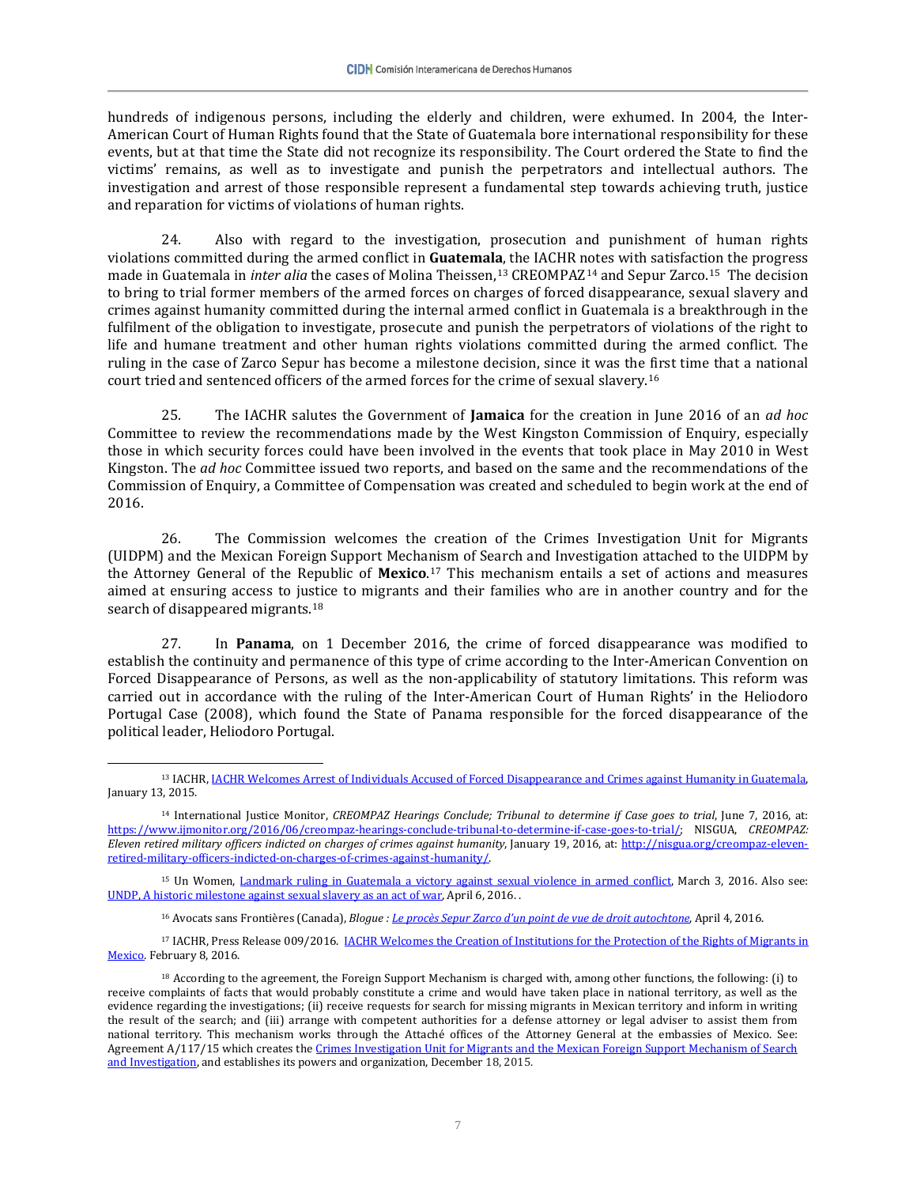hundreds of indigenous persons, including the elderly and children, were exhumed. In 2004, the Inter-American Court of Human Rights found that the State of Guatemala bore international responsibility for these events, but at that time the State did not recognize its responsibility. The Court ordered the State to find the victims' remains, as well as to investigate and punish the perpetrators and intellectual authors. The investigation and arrest of those responsible represent a fundamental step towards achieving truth, justice and reparation for victims of violations of human rights.

24. Also with regard to the investigation, prosecution and punishment of human rights violations committed during the armed conflict in **Guatemala**, the IACHR notes with satisfaction the progress made in Guatemala in *inter alia* the cases of Molina Theissen,[13] CREOMPAZ[14] and Sepur Zarco.[15] The decision to bring to trial former members of the armed forces on charges of forced disappearance, sexual slavery and crimes against humanity committed during the internal armed conflict in Guatemala is a breakthrough in the fulfilment of the obligation to investigate, prosecute and punish the perpetrators of violations of the right to life and humane treatment and other human rights violations committed during the armed conflict. The ruling in the case of Zarco Sepur has become a milestone decision, since it was the first time that a national court tried and sentenced officers of the armed forces for the crime of sexual slavery.[16]

25. The IACHR salutes the Government of **Jamaica** for the creation in June 2016 of an *ad hoc* Committee to review the recommendations made by the West Kingston Commission of Enquiry, especially those in which security forces could have been involved in the events that took place in May 2010 in West Kingston. The *ad hoc* Committee issued two reports, and based on the same and the recommendations of the Commission of Enquiry, a Committee of Compensation was created and scheduled to begin work at the end of 2016.

26. The Commission welcomes the creation of the Crimes Investigation Unit for Migrants (UIDPM) and the Mexican Foreign Support Mechanism of Search and Investigation attached to the UIDPM by the Attorney General of the Republic of **Mexico**.[17] This mechanism entails a set of actions and measures aimed at ensuring access to justice to migrants and their families who are in another country and for the search of disappeared migrants.[18]

27. In **Panama**, on 1 December 2016, the crime of forced disappearance was modified to establish the continuity and permanence of this type of crime according to the Inter-American Convention on Forced Disappearance of Persons, as well as the non-applicability of statutory limitations. This reform was carried out in accordance with the ruling of the Inter-American Court of Human Rights' in the Heliodoro Portugal Case (2008), which found the State of Panama responsible for the forced disappearance of the political leader, Heliodoro Portugal.

---

[13] IACHR, IACHR Welcomes Arrest of Individuals Accused of Forced Disappearance and Crimes against Humanity in Guatemala, January 13, 2015.

[14] International Justice Monitor, *CREOMPAZ Hearings Conclude; Tribunal to determine if Case goes to trial*, June 7, 2016, at: https://www.ijmonitor.org/2016/06/creompaz-hearings-conclude-tribunal-to-determine-if-case-goes-to-trial/; NISGUA, *CREOMPAZ: Eleven retired military officers indicted on charges of crimes against humanity*, January 19, 2016, at: http://nisgua.org/creompaz-eleven-retired-military-officers-indicted-on-charges-of-crimes-against-humanity/.

[15] Un Women, Landmark ruling in Guatemala a victory against sexual violence in armed conflict, March 3, 2016. Also see: UNDP, A historic milestone against sexual slavery as an act of war, April 6, 2016. .

[16] Avocats sans Frontières (Canada), *Blogue : Le procès Sepur Zarco d'un point de vue de droit autochtone*, April 4, 2016.

[17] IACHR, Press Release 009/2016. IACHR Welcomes the Creation of Institutions for the Protection of the Rights of Migrants in Mexico. February 8, 2016.

[18] According to the agreement, the Foreign Support Mechanism is charged with, among other functions, the following: (i) to receive complaints of facts that would probably constitute a crime and would have taken place in national territory, as well as the evidence regarding the investigations; (ii) receive requests for search for missing migrants in Mexican territory and inform in writing the result of the search; and (iii) arrange with competent authorities for a defense attorney or legal adviser to assist them from national territory. This mechanism works through the Attaché offices of the Attorney General at the embassies of Mexico. See: Agreement A/117/15 which creates the Crimes Investigation Unit for Migrants and the Mexican Foreign Support Mechanism of Search and Investigation, and establishes its powers and organization, December 18, 2015.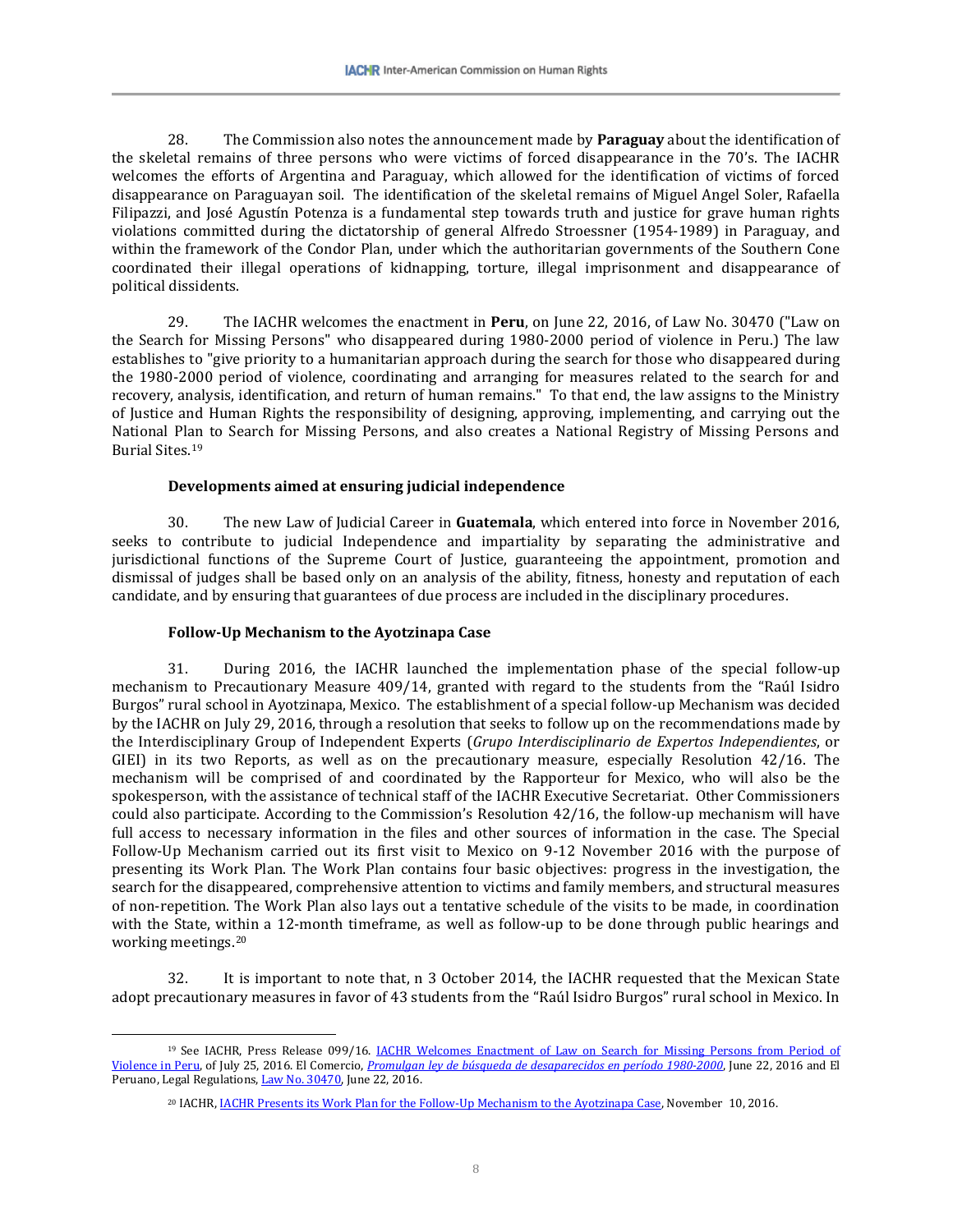28. The Commission also notes the announcement made by **Paraguay** about the identification of the skeletal remains of three persons who were victims of forced disappearance in the 70's. The IACHR welcomes the efforts of Argentina and Paraguay, which allowed for the identification of victims of forced disappearance on Paraguayan soil. The identification of the skeletal remains of Miguel Angel Soler, Rafaella Filipazzi, and José Agustín Potenza is a fundamental step towards truth and justice for grave human rights violations committed during the dictatorship of general Alfredo Stroessner (1954-1989) in Paraguay, and within the framework of the Condor Plan, under which the authoritarian governments of the Southern Cone coordinated their illegal operations of kidnapping, torture, illegal imprisonment and disappearance of political dissidents.

29. The IACHR welcomes the enactment in **Peru**, on June 22, 2016, of Law No. 30470 ("Law on the Search for Missing Persons" who disappeared during 1980-2000 period of violence in Peru.) The law establishes to "give priority to a humanitarian approach during the search for those who disappeared during the 1980-2000 period of violence, coordinating and arranging for measures related to the search for and recovery, analysis, identification, and return of human remains." To that end, the law assigns to the Ministry of Justice and Human Rights the responsibility of designing, approving, implementing, and carrying out the National Plan to Search for Missing Persons, and also creates a National Registry of Missing Persons and Burial Sites.[19]

**Developments aimed at ensuring judicial independence**

30. The new Law of Judicial Career in **Guatemala**, which entered into force in November 2016, seeks to contribute to judicial Independence and impartiality by separating the administrative and jurisdictional functions of the Supreme Court of Justice, guaranteeing the appointment, promotion and dismissal of judges shall be based only on an analysis of the ability, fitness, honesty and reputation of each candidate, and by ensuring that guarantees of due process are included in the disciplinary procedures.

**Follow-Up Mechanism to the Ayotzinapa Case**

31. During 2016, the IACHR launched the implementation phase of the special follow-up mechanism to Precautionary Measure 409/14, granted with regard to the students from the "Raúl Isidro Burgos" rural school in Ayotzinapa, Mexico. The establishment of a special follow-up Mechanism was decided by the IACHR on July 29, 2016, through a resolution that seeks to follow up on the recommendations made by the Interdisciplinary Group of Independent Experts (*Grupo Interdisciplinario de Expertos Independientes*, or GIEI) in its two Reports, as well as on the precautionary measure, especially Resolution 42/16. The mechanism will be comprised of and coordinated by the Rapporteur for Mexico, who will also be the spokesperson, with the assistance of technical staff of the IACHR Executive Secretariat. Other Commissioners could also participate. According to the Commission's Resolution 42/16, the follow-up mechanism will have full access to necessary information in the files and other sources of information in the case. The Special Follow-Up Mechanism carried out its first visit to Mexico on 9-12 November 2016 with the purpose of presenting its Work Plan. The Work Plan contains four basic objectives: progress in the investigation, the search for the disappeared, comprehensive attention to victims and family members, and structural measures of non-repetition. The Work Plan also lays out a tentative schedule of the visits to be made, in coordination with the State, within a 12-month timeframe, as well as follow-up to be done through public hearings and working meetings.[20]

32. It is important to note that, n 3 October 2014, the IACHR requested that the Mexican State adopt precautionary measures in favor of 43 students from the "Raúl Isidro Burgos" rural school in Mexico. In

---

[19] See IACHR, Press Release 099/16. IACHR Welcomes Enactment of Law on Search for Missing Persons from Period of Violence in Peru, of July 25, 2016. El Comercio, *Promulgan ley de búsqueda de desaparecidos en período 1980-2000*, June 22, 2016 and El Peruano, Legal Regulations, Law No. 30470, June 22, 2016.

[20] IACHR, IACHR Presents its Work Plan for the Follow-Up Mechanism to the Ayotzinapa Case, November 10, 2016.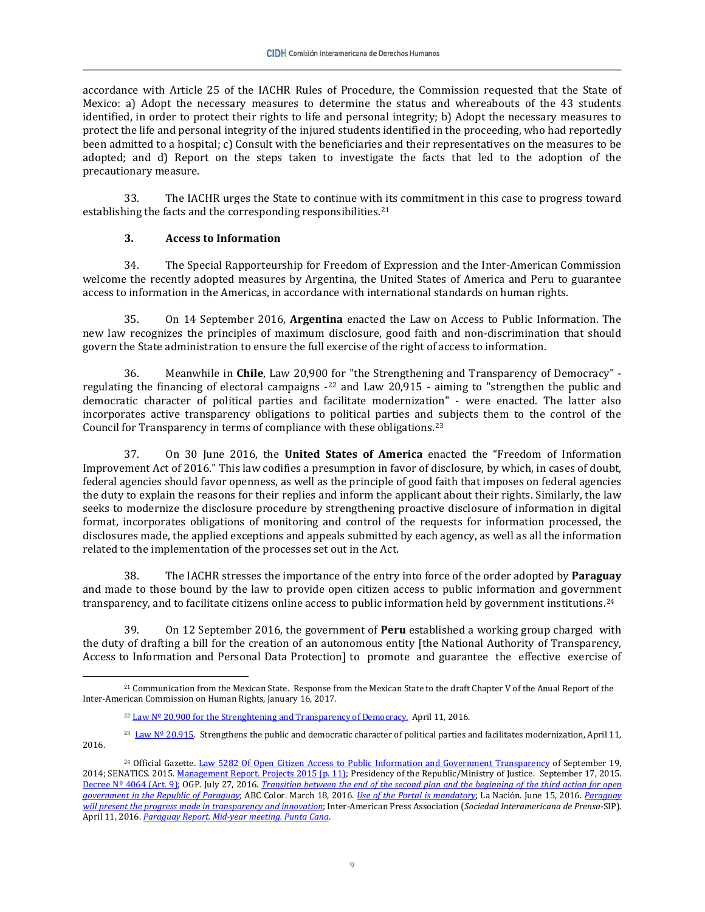accordance with Article 25 of the IACHR Rules of Procedure, the Commission requested that the State of Mexico: a) Adopt the necessary measures to determine the status and whereabouts of the 43 students identified, in order to protect their rights to life and personal integrity; b) Adopt the necessary measures to protect the life and personal integrity of the injured students identified in the proceeding, who had reportedly been admitted to a hospital; c) Consult with the beneficiaries and their representatives on the measures to be adopted; and d) Report on the steps taken to investigate the facts that led to the adoption of the precautionary measure.

33. The IACHR urges the State to continue with its commitment in this case to progress toward establishing the facts and the corresponding responsibilities.[21]

### 3. Access to Information

34. The Special Rapporteurship for Freedom of Expression and the Inter-American Commission welcome the recently adopted measures by Argentina, the United States of America and Peru to guarantee access to information in the Americas, in accordance with international standards on human rights.

35. On 14 September 2016, **Argentina** enacted the Law on Access to Public Information. The new law recognizes the principles of maximum disclosure, good faith and non-discrimination that should govern the State administration to ensure the full exercise of the right of access to information.

36. Meanwhile in **Chile**, Law 20,900 for "the Strengthening and Transparency of Democracy" - regulating the financing of electoral campaigns -[22] and Law 20,915 - aiming to "strengthen the public and democratic character of political parties and facilitate modernization" - were enacted. The latter also incorporates active transparency obligations to political parties and subjects them to the control of the Council for Transparency in terms of compliance with these obligations.[23]

37. On 30 June 2016, the **United States of America** enacted the "Freedom of Information Improvement Act of 2016." This law codifies a presumption in favor of disclosure, by which, in cases of doubt, federal agencies should favor openness, as well as the principle of good faith that imposes on federal agencies the duty to explain the reasons for their replies and inform the applicant about their rights. Similarly, the law seeks to modernize the disclosure procedure by strengthening proactive disclosure of information in digital format, incorporates obligations of monitoring and control of the requests for information processed, the disclosures made, the applied exceptions and appeals submitted by each agency, as well as all the information related to the implementation of the processes set out in the Act.

38. The IACHR stresses the importance of the entry into force of the order adopted by **Paraguay** and made to those bound by the law to provide open citizen access to public information and government transparency, and to facilitate citizens online access to public information held by government institutions.[24]

39. On 12 September 2016, the government of **Peru** established a working group charged with the duty of drafting a bill for the creation of an autonomous entity [the National Authority of Transparency, Access to Information and Personal Data Protection] to promote and guarantee the effective exercise of

---

[21] Communication from the Mexican State. Response from the Mexican State to the draft Chapter V of the Anual Report of the Inter-American Commission on Human Rights, January 16, 2017.

[22] Law Nº 20,900 for the Strenghtening and Transparency of Democracy, April 11, 2016.

[23] Law Nº 20,915. Strengthens the public and democratic character of political parties and facilitates modernization, April 11, 2016.

[24] Official Gazette. Law 5282 Of Open Citizen Access to Public Information and Government Transparency of September 19, 2014; SENATICS. 2015. Management Report. Projects 2015 (p. 11); Presidency of the Republic/Ministry of Justice. September 17, 2015. Decree Nº 4064 (Art. 9); OGP. July 27, 2016. *Transition between the end of the second plan and the beginning of the third action for open government in the Republic of Paraguay*; ABC Color. March 18, 2016. *Use of the Portal is mandatory*; La Nación. June 15, 2016. *Paraguay will present the progress made in transparency and innovation*; Inter-American Press Association (*Sociedad Interamericana de Prensa*-SIP). April 11, 2016. *Paraguay Report. Mid-year meeting. Punta Cana*.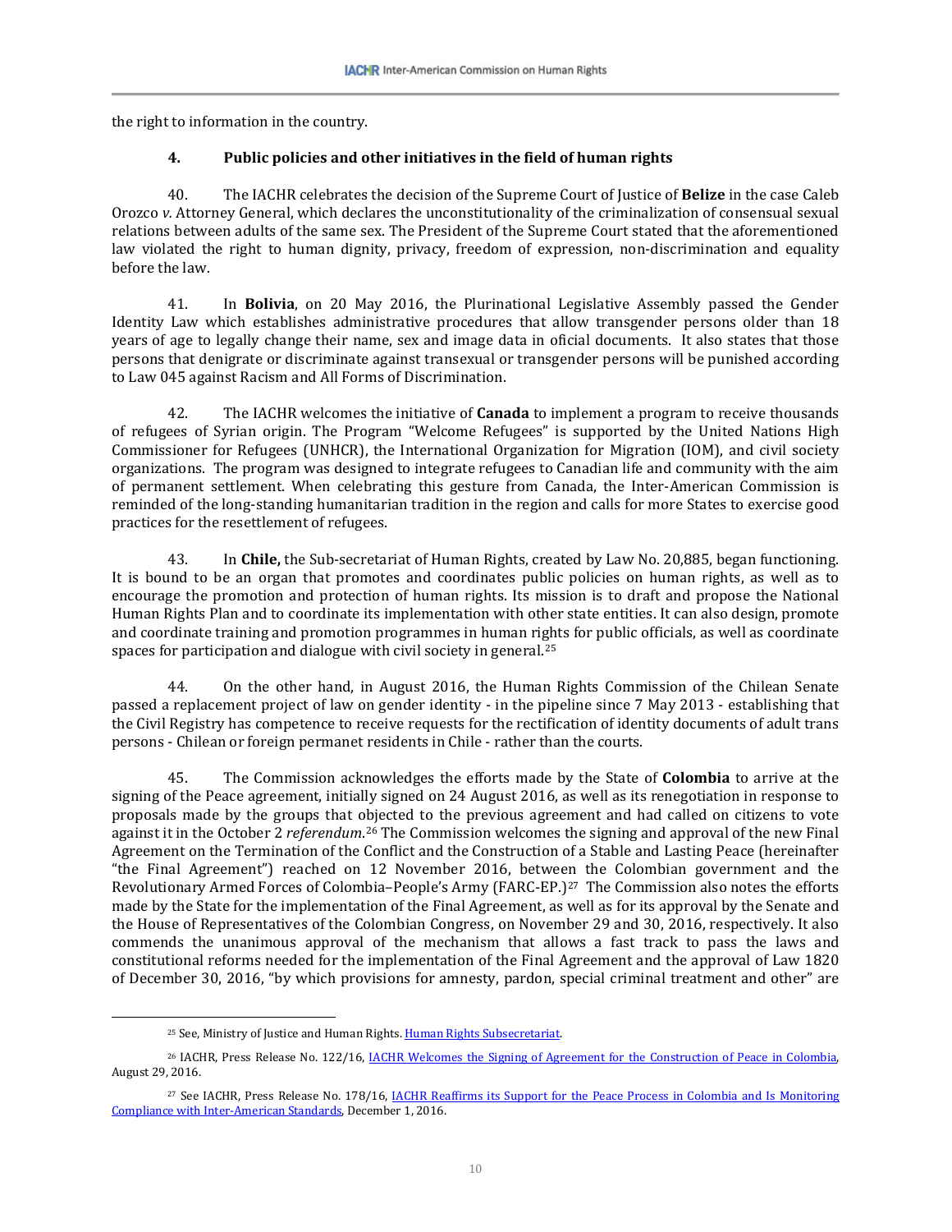the right to information in the country.

### 4. Public policies and other initiatives in the field of human rights

40. The IACHR celebrates the decision of the Supreme Court of Justice of **Belize** in the case Caleb Orozco *v.* Attorney General, which declares the unconstitutionality of the criminalization of consensual sexual relations between adults of the same sex. The President of the Supreme Court stated that the aforementioned law violated the right to human dignity, privacy, freedom of expression, non-discrimination and equality before the law.

41. In **Bolivia**, on 20 May 2016, the Plurinational Legislative Assembly passed the Gender Identity Law which establishes administrative procedures that allow transgender persons older than 18 years of age to legally change their name, sex and image data in oficial documents. It also states that those persons that denigrate or discriminate against transexual or transgender persons will be punished according to Law 045 against Racism and All Forms of Discrimination.

42. The IACHR welcomes the initiative of **Canada** to implement a program to receive thousands of refugees of Syrian origin. The Program "Welcome Refugees" is supported by the United Nations High Commissioner for Refugees (UNHCR), the International Organization for Migration (IOM), and civil society organizations. The program was designed to integrate refugees to Canadian life and community with the aim of permanent settlement. When celebrating this gesture from Canada, the Inter-American Commission is reminded of the long-standing humanitarian tradition in the region and calls for more States to exercise good practices for the resettlement of refugees.

43. In **Chile,** the Sub-secretariat of Human Rights, created by Law No. 20,885, began functioning. It is bound to be an organ that promotes and coordinates public policies on human rights, as well as to encourage the promotion and protection of human rights. Its mission is to draft and propose the National Human Rights Plan and to coordinate its implementation with other state entities. It can also design, promote and coordinate training and promotion programmes in human rights for public officials, as well as coordinate spaces for participation and dialogue with civil society in general.[25]

44. On the other hand, in August 2016, the Human Rights Commission of the Chilean Senate passed a replacement project of law on gender identity - in the pipeline since 7 May 2013 - establishing that the Civil Registry has competence to receive requests for the rectification of identity documents of adult trans persons - Chilean or foreign permanet residents in Chile - rather than the courts.

45. The Commission acknowledges the efforts made by the State of **Colombia** to arrive at the signing of the Peace agreement, initially signed on 24 August 2016, as well as its renegotiation in response to proposals made by the groups that objected to the previous agreement and had called on citizens to vote against it in the October 2 *referendum*.[26] The Commission welcomes the signing and approval of the new Final Agreement on the Termination of the Conflict and the Construction of a Stable and Lasting Peace (hereinafter "the Final Agreement") reached on 12 November 2016, between the Colombian government and the Revolutionary Armed Forces of Colombia–People's Army (FARC-EP.)[27] The Commission also notes the efforts made by the State for the implementation of the Final Agreement, as well as for its approval by the Senate and the House of Representatives of the Colombian Congress, on November 29 and 30, 2016, respectively. It also commends the unanimous approval of the mechanism that allows a fast track to pass the laws and constitutional reforms needed for the implementation of the Final Agreement and the approval of Law 1820 of December 30, 2016, "by which provisions for amnesty, pardon, special criminal treatment and other" are

---

[25] See, Ministry of Justice and Human Rights. Human Rights Subsecretariat.

[26] IACHR, Press Release No. 122/16, IACHR Welcomes the Signing of Agreement for the Construction of Peace in Colombia, August 29, 2016.

[27] See IACHR, Press Release No. 178/16, IACHR Reaffirms its Support for the Peace Process in Colombia and Is Monitoring Compliance with Inter-American Standards, December 1, 2016.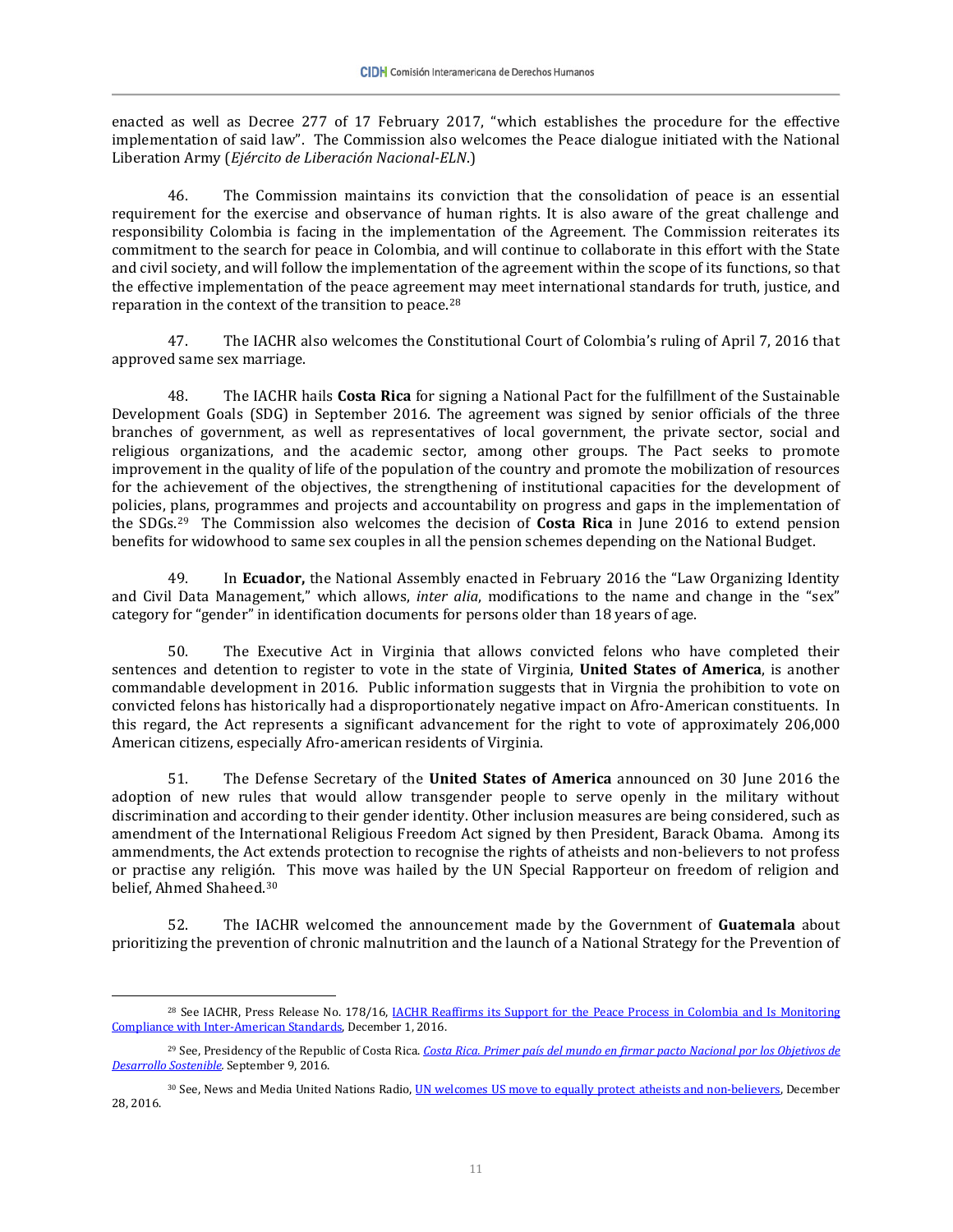enacted as well as Decree 277 of 17 February 2017, "which establishes the procedure for the effective implementation of said law". The Commission also welcomes the Peace dialogue initiated with the National Liberation Army (*Ejército de Liberación Nacional-ELN*.)

46. The Commission maintains its conviction that the consolidation of peace is an essential requirement for the exercise and observance of human rights. It is also aware of the great challenge and responsibility Colombia is facing in the implementation of the Agreement. The Commission reiterates its commitment to the search for peace in Colombia, and will continue to collaborate in this effort with the State and civil society, and will follow the implementation of the agreement within the scope of its functions, so that the effective implementation of the peace agreement may meet international standards for truth, justice, and reparation in the context of the transition to peace.[28]

47. The IACHR also welcomes the Constitutional Court of Colombia's ruling of April 7, 2016 that approved same sex marriage.

48. The IACHR hails **Costa Rica** for signing a National Pact for the fulfillment of the Sustainable Development Goals (SDG) in September 2016. The agreement was signed by senior officials of the three branches of government, as well as representatives of local government, the private sector, social and religious organizations, and the academic sector, among other groups. The Pact seeks to promote improvement in the quality of life of the population of the country and promote the mobilization of resources for the achievement of the objectives, the strengthening of institutional capacities for the development of policies, plans, programmes and projects and accountability on progress and gaps in the implementation of the SDGs.[29] The Commission also welcomes the decision of **Costa Rica** in June 2016 to extend pension benefits for widowhood to same sex couples in all the pension schemes depending on the National Budget.

49. In **Ecuador,** the National Assembly enacted in February 2016 the "Law Organizing Identity and Civil Data Management," which allows, *inter alia*, modifications to the name and change in the "sex" category for "gender" in identification documents for persons older than 18 years of age.

50. The Executive Act in Virginia that allows convicted felons who have completed their sentences and detention to register to vote in the state of Virginia, **United States of America**, is another commandable development in 2016. Public information suggests that in Virgnia the prohibition to vote on convicted felons has historically had a disproportionately negative impact on Afro-American constituents. In this regard, the Act represents a significant advancement for the right to vote of approximately 206,000 American citizens, especially Afro-american residents of Virginia.

51. The Defense Secretary of the **United States of America** announced on 30 June 2016 the adoption of new rules that would allow transgender people to serve openly in the military without discrimination and according to their gender identity. Other inclusion measures are being considered, such as amendment of the International Religious Freedom Act signed by then President, Barack Obama. Among its ammendments, the Act extends protection to recognise the rights of atheists and non-believers to not profess or practise any religión. This move was hailed by the UN Special Rapporteur on freedom of religion and belief, Ahmed Shaheed.[30]

52. The IACHR welcomed the announcement made by the Government of **Guatemala** about prioritizing the prevention of chronic malnutrition and the launch of a National Strategy for the Prevention of

---

[28] See IACHR, Press Release No. 178/16, IACHR Reaffirms its Support for the Peace Process in Colombia and Is Monitoring Compliance with Inter-American Standards, December 1, 2016.

[29] See, Presidency of the Republic of Costa Rica. *Costa Rica. Primer país del mundo en firmar pacto Nacional por los Objetivos de Desarrollo Sostenible*. September 9, 2016.

[30] See, News and Media United Nations Radio, UN welcomes US move to equally protect atheists and non-believers, December 28, 2016.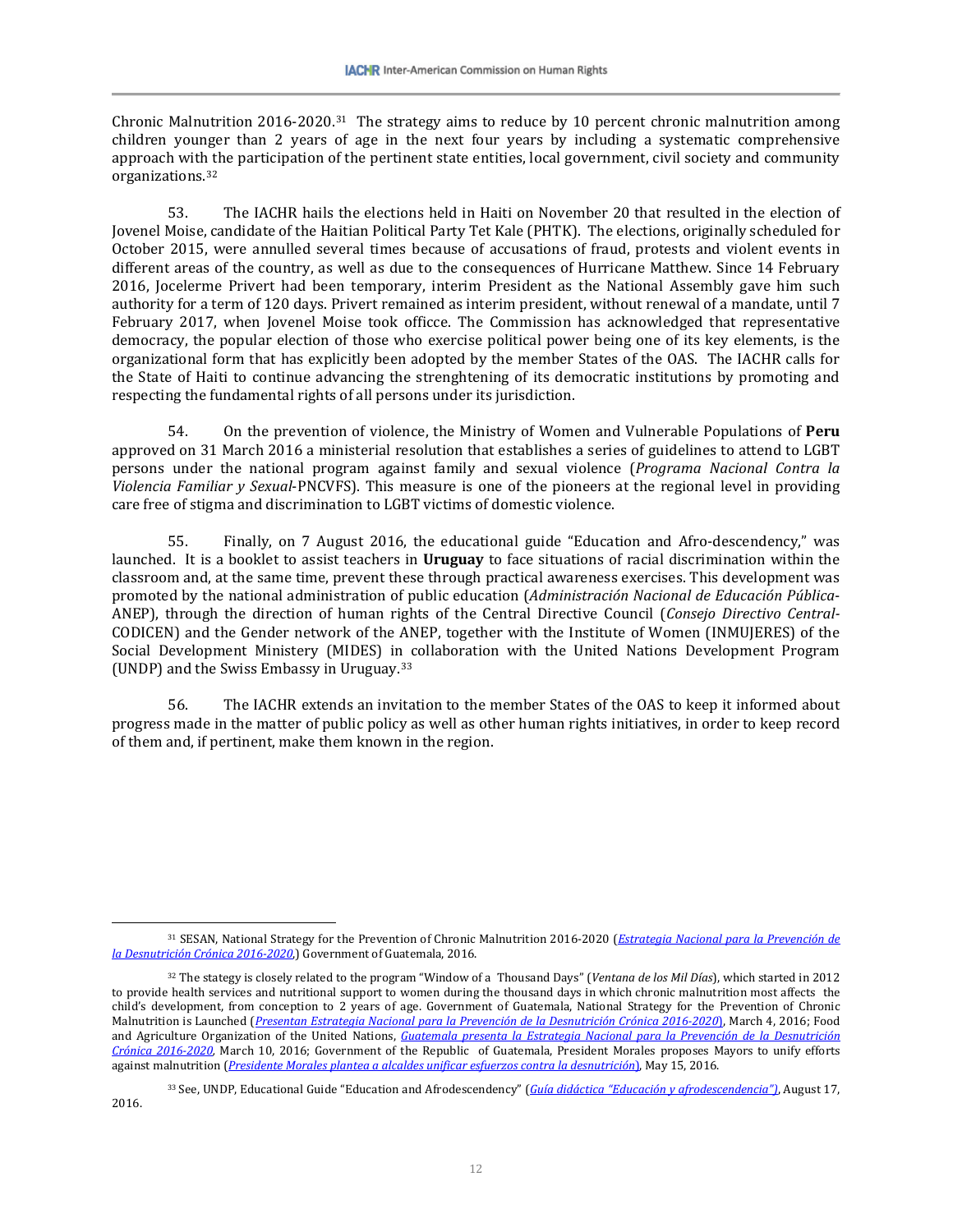Chronic Malnutrition 2016-2020.[31] The strategy aims to reduce by 10 percent chronic malnutrition among children younger than 2 years of age in the next four years by including a systematic comprehensive approach with the participation of the pertinent state entities, local government, civil society and community organizations.[32]

53. The IACHR hails the elections held in Haiti on November 20 that resulted in the election of Jovenel Moise, candidate of the Haitian Political Party Tet Kale (PHTK). The elections, originally scheduled for October 2015, were annulled several times because of accusations of fraud, protests and violent events in different areas of the country, as well as due to the consequences of Hurricane Matthew. Since 14 February 2016, Jocelerme Privert had been temporary, interim President as the National Assembly gave him such authority for a term of 120 days. Privert remained as interim president, without renewal of a mandate, until 7 February 2017, when Jovenel Moise took officce. The Commission has acknowledged that representative democracy, the popular election of those who exercise political power being one of its key elements, is the organizational form that has explicitly been adopted by the member States of the OAS. The IACHR calls for the State of Haiti to continue advancing the strenghtening of its democratic institutions by promoting and respecting the fundamental rights of all persons under its jurisdiction.

54. On the prevention of violence, the Ministry of Women and Vulnerable Populations of **Peru** approved on 31 March 2016 a ministerial resolution that establishes a series of guidelines to attend to LGBT persons under the national program against family and sexual violence (*Programa Nacional Contra la Violencia Familiar y Sexual*-PNCVFS). This measure is one of the pioneers at the regional level in providing care free of stigma and discrimination to LGBT victims of domestic violence.

55. Finally, on 7 August 2016, the educational guide "Education and Afro-descendency," was launched. It is a booklet to assist teachers in **Uruguay** to face situations of racial discrimination within the classroom and, at the same time, prevent these through practical awareness exercises. This development was promoted by the national administration of public education (*Administración Nacional de Educación Pública*-ANEP), through the direction of human rights of the Central Directive Council (*Consejo Directivo Central*-CODICEN) and the Gender network of the ANEP, together with the Institute of Women (INMUJERES) of the Social Development Ministry (MIDES) in collaboration with the United Nations Development Program (UNDP) and the Swiss Embassy in Uruguay.[33]

56. The IACHR extends an invitation to the member States of the OAS to keep it informed about progress made in the matter of public policy as well as other human rights initiatives, in order to keep record of them and, if pertinent, make them known in the region.

---

[31] SESAN, National Strategy for the Prevention of Chronic Malnutrition 2016-2020 (*Estrategia Nacional para la Prevención de la Desnutrición Crónica 2016-2020*,) Government of Guatemala, 2016.

[32] The stategy is closely related to the program "Window of a Thousand Days" (*Ventana de los Mil Días*), which started in 2012 to provide health services and nutritional support to women during the thousand days in which chronic malnutrition most affects the child's development, from conception to 2 years of age. Government of Guatemala, National Strategy for the Prevention of Chronic Malnutrition is Launched (*Presentan Estrategia Nacional para la Prevención de la Desnutrición Crónica 2016-2020*), March 4, 2016; Food and Agriculture Organization of the United Nations, *Guatemala presenta la Estrategia Nacional para la Prevención de la Desnutrición Crónica 2016-2020*, March 10, 2016; Government of the Republic of Guatemala, President Morales proposes Mayors to unify efforts against malnutrition (*Presidente Morales plantea a alcaldes unificar esfuerzos contra la desnutrición*), May 15, 2016.

[33] See, UNDP, Educational Guide "Education and Afrodescendency" (*Guía didáctica "Educación y afrodescendencia")*, August 17, 2016.